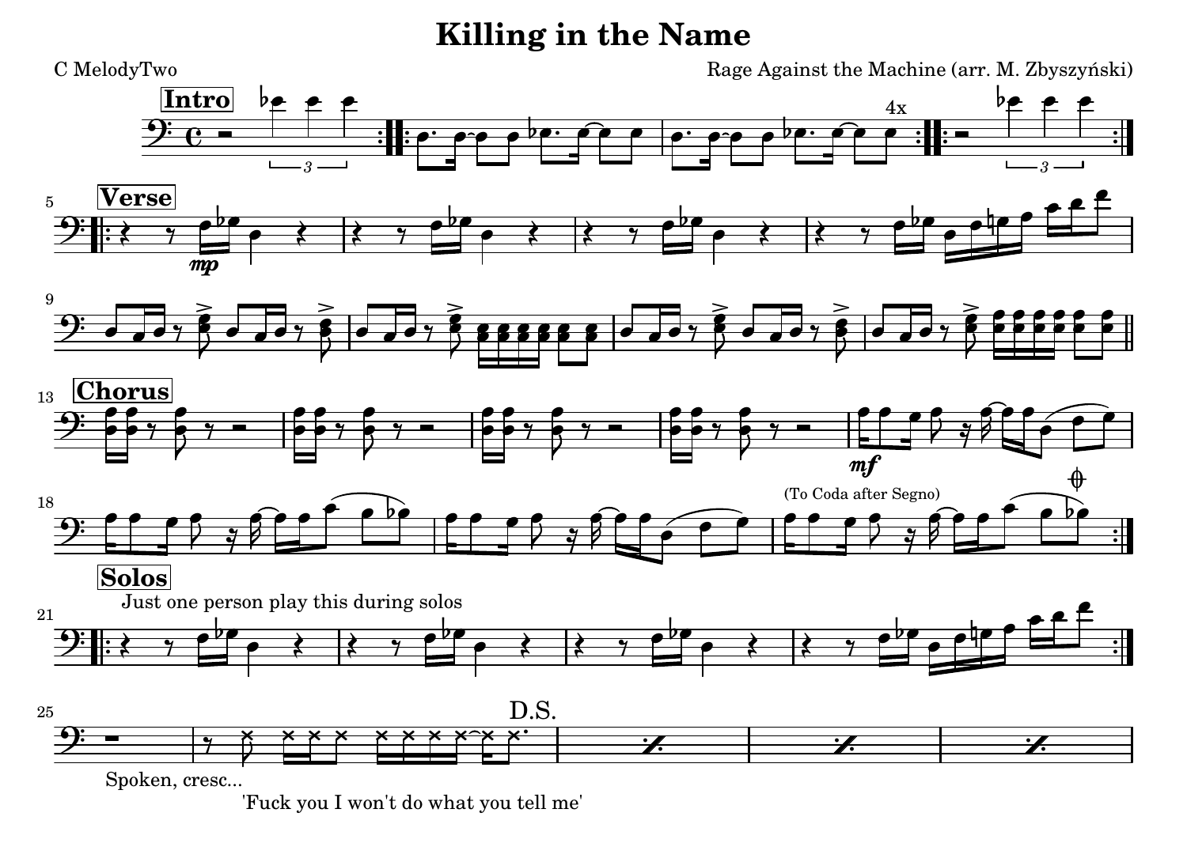# Killing in the Name

C MelodyTwo

Rage Against the Machine (arr. M. Zbyszyński)

**Intro**

4x

**Verse**

*mp*

**Chorus**

*mf*

(To Coda after Segno)

**Solos**

Just one person play this during solos

D.S.

Spoken, cresc...

'Fuck you I won't do what you tell me'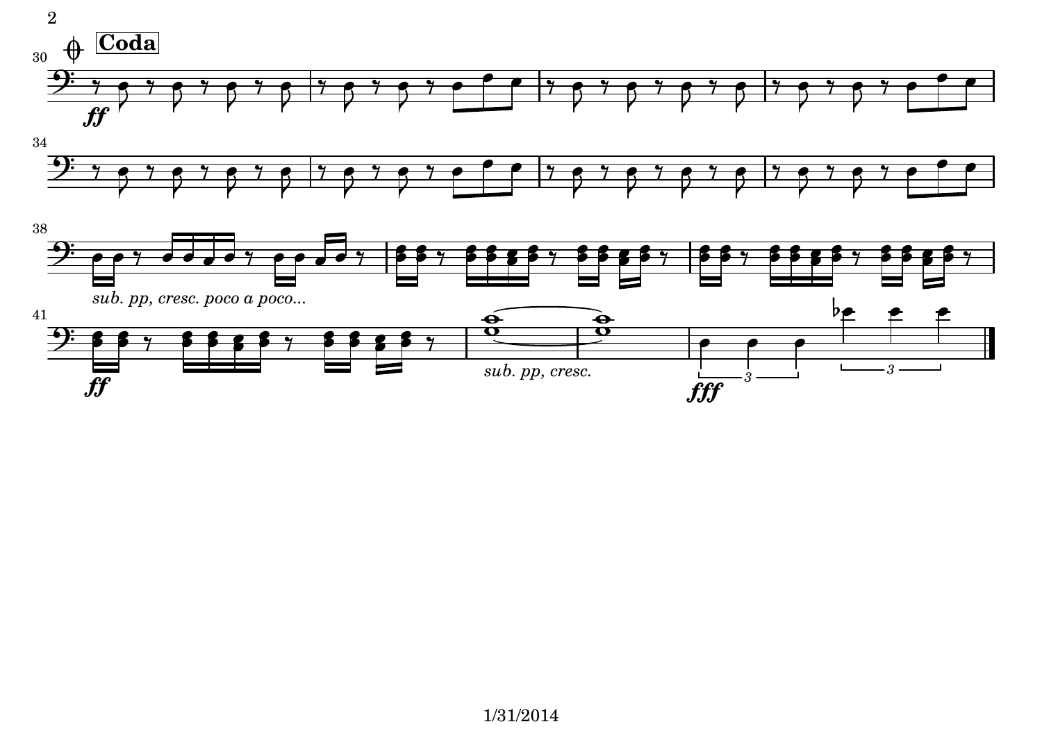Coda

*ff*

*sub. pp, cresc. poco a poco...*

*ff*

*sub. pp, cresc.*

*fff*

1/31/2014